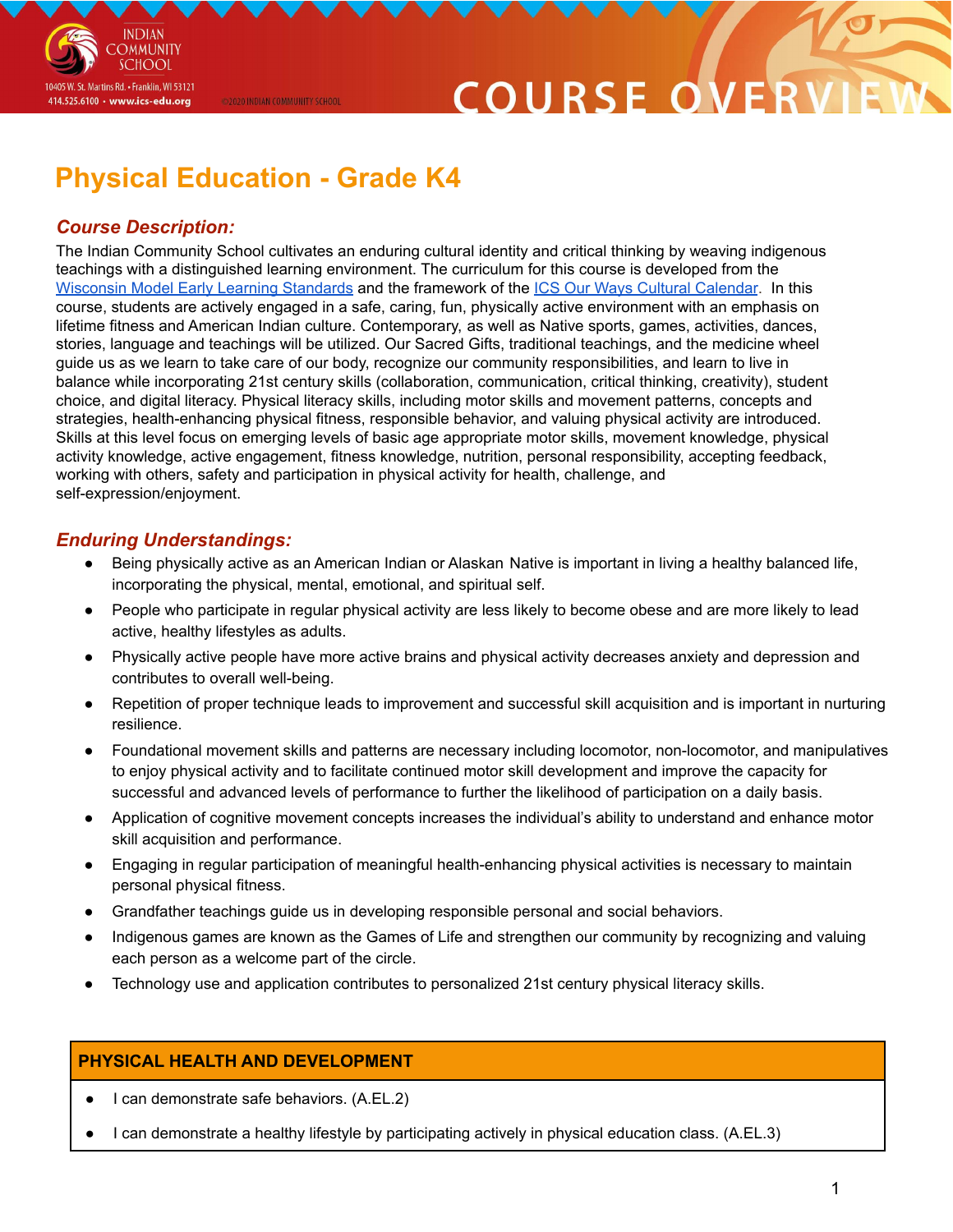# Physical Education - Grade K4

## *Course Description:*

The Indian Community School cultivates an enduring cultural identity and critical thinking by weaving indigenous teachings with a distinguished learning environment. The curriculum for this course is developed from the Wisconsin Model Early Learning Standards and the framework of the ICS Our Ways Cultural Calendar. In this course, students are actively engaged in a safe, caring, fun, physically active environment with an emphasis on lifetime fitness and American Indian culture. Contemporary, as well as Native sports, games, activities, dances, stories, language and teachings will be utilized. Our Sacred Gifts, traditional teachings, and the medicine wheel guide us as we learn to take care of our body, recognize our community responsibilities, and learn to live in balance while incorporating 21st century skills (collaboration, communication, critical thinking, creativity), student choice, and digital literacy. Physical literacy skills, including motor skills and movement patterns, concepts and strategies, health-enhancing physical fitness, responsible behavior, and valuing physical activity are introduced. Skills at this level focus on emerging levels of basic age appropriate motor skills, movement knowledge, physical activity knowledge, active engagement, fitness knowledge, nutrition, personal responsibility, accepting feedback, working with others, safety and participation in physical activity for health, challenge, and self-expression/enjoyment.

## *Enduring Understandings:*

- Being physically active as an American Indian or Alaskan Native is important in living a healthy balanced life, incorporating the physical, mental, emotional, and spiritual self.
- People who participate in regular physical activity are less likely to become obese and are more likely to lead active, healthy lifestyles as adults.
- Physically active people have more active brains and physical activity decreases anxiety and depression and contributes to overall well-being.
- Repetition of proper technique leads to improvement and successful skill acquisition and is important in nurturing resilience.
- Foundational movement skills and patterns are necessary including locomotor, non-locomotor, and manipulatives to enjoy physical activity and to facilitate continued motor skill development and improve the capacity for successful and advanced levels of performance to further the likelihood of participation on a daily basis.
- Application of cognitive movement concepts increases the individual's ability to understand and enhance motor skill acquisition and performance.
- Engaging in regular participation of meaningful health-enhancing physical activities is necessary to maintain personal physical fitness.
- Grandfather teachings guide us in developing responsible personal and social behaviors.
- Indigenous games are known as the Games of Life and strengthen our community by recognizing and valuing each person as a welcome part of the circle.
- Technology use and application contributes to personalized 21st century physical literacy skills.

| PHYSICAL HEALTH AND DEVELOPMENT |
|---|
| • I can demonstrate safe behaviors. (A.EL.2) |
| • I can demonstrate a healthy lifestyle by participating actively in physical education class. (A.EL.3) |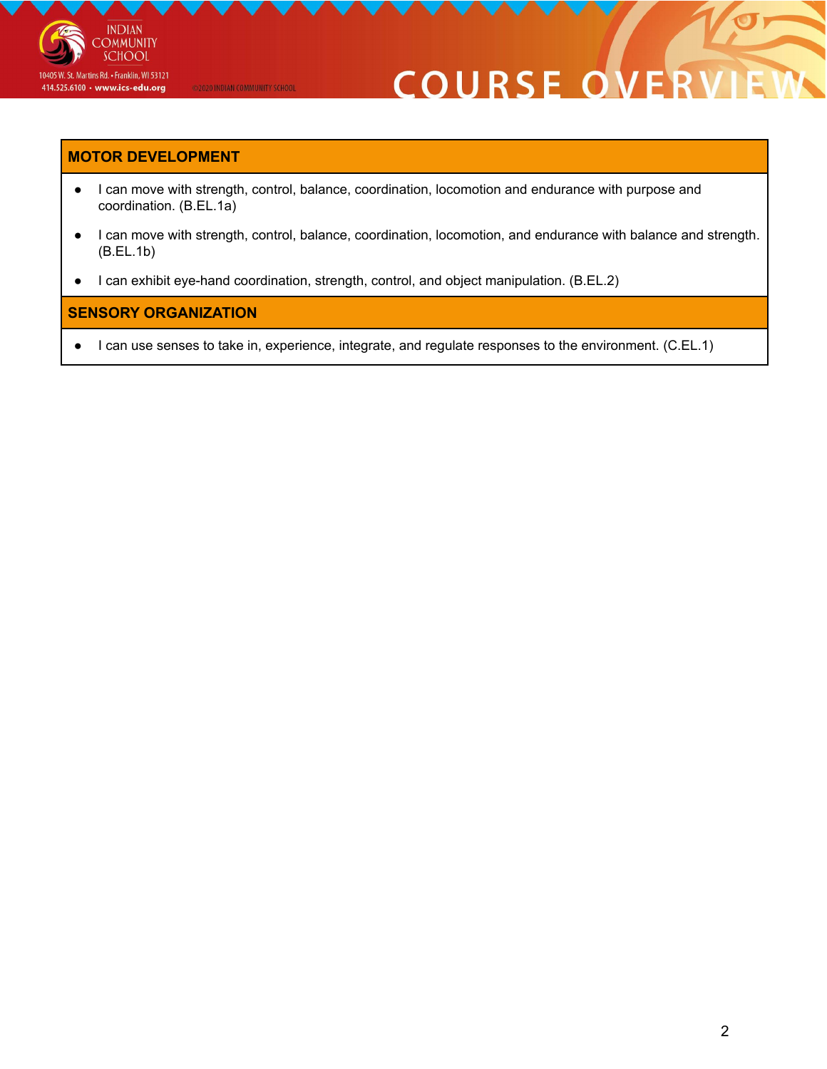## MOTOR DEVELOPMENT

- I can move with strength, control, balance, coordination, locomotion and endurance with purpose and coordination. (B.EL.1a)
- I can move with strength, control, balance, coordination, locomotion, and endurance with balance and strength. (B.EL.1b)
- I can exhibit eye-hand coordination, strength, control, and object manipulation. (B.EL.2)

## SENSORY ORGANIZATION

- I can use senses to take in, experience, integrate, and regulate responses to the environment. (C.EL.1)